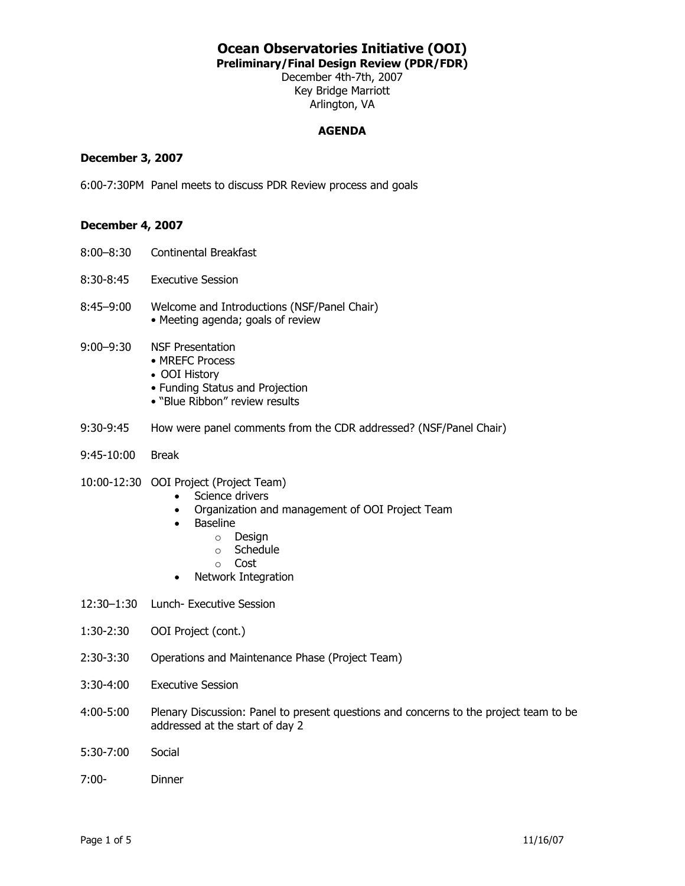# Ocean Observatories Initiative (OOI)

**Preliminary/Final Design Review (PDR/FDR)**

December 4th-7th, 2007
Key Bridge Marriott
Arlington, VA

**AGENDA**

**December 3, 2007**

6:00-7:30PM Panel meets to discuss PDR Review process and goals

**December 4, 2007**

8:00–8:30 Continental Breakfast

8:30-8:45 Executive Session

8:45–9:00 Welcome and Introductions (NSF/Panel Chair)
- Meeting agenda; goals of review

9:00–9:30 NSF Presentation
- MREFC Process
- OOI History
- Funding Status and Projection
- "Blue Ribbon" review results

9:30-9:45 How were panel comments from the CDR addressed? (NSF/Panel Chair)

9:45-10:00 Break

10:00-12:30 OOI Project (Project Team)
- Science drivers
- Organization and management of OOI Project Team
- Baseline
  - Design
  - Schedule
  - Cost
- Network Integration

12:30–1:30 Lunch- Executive Session

1:30-2:30 OOI Project (cont.)

2:30-3:30 Operations and Maintenance Phase (Project Team)

3:30-4:00 Executive Session

4:00-5:00 Plenary Discussion: Panel to present questions and concerns to the project team to be addressed at the start of day 2

5:30-7:00 Social

7:00- Dinner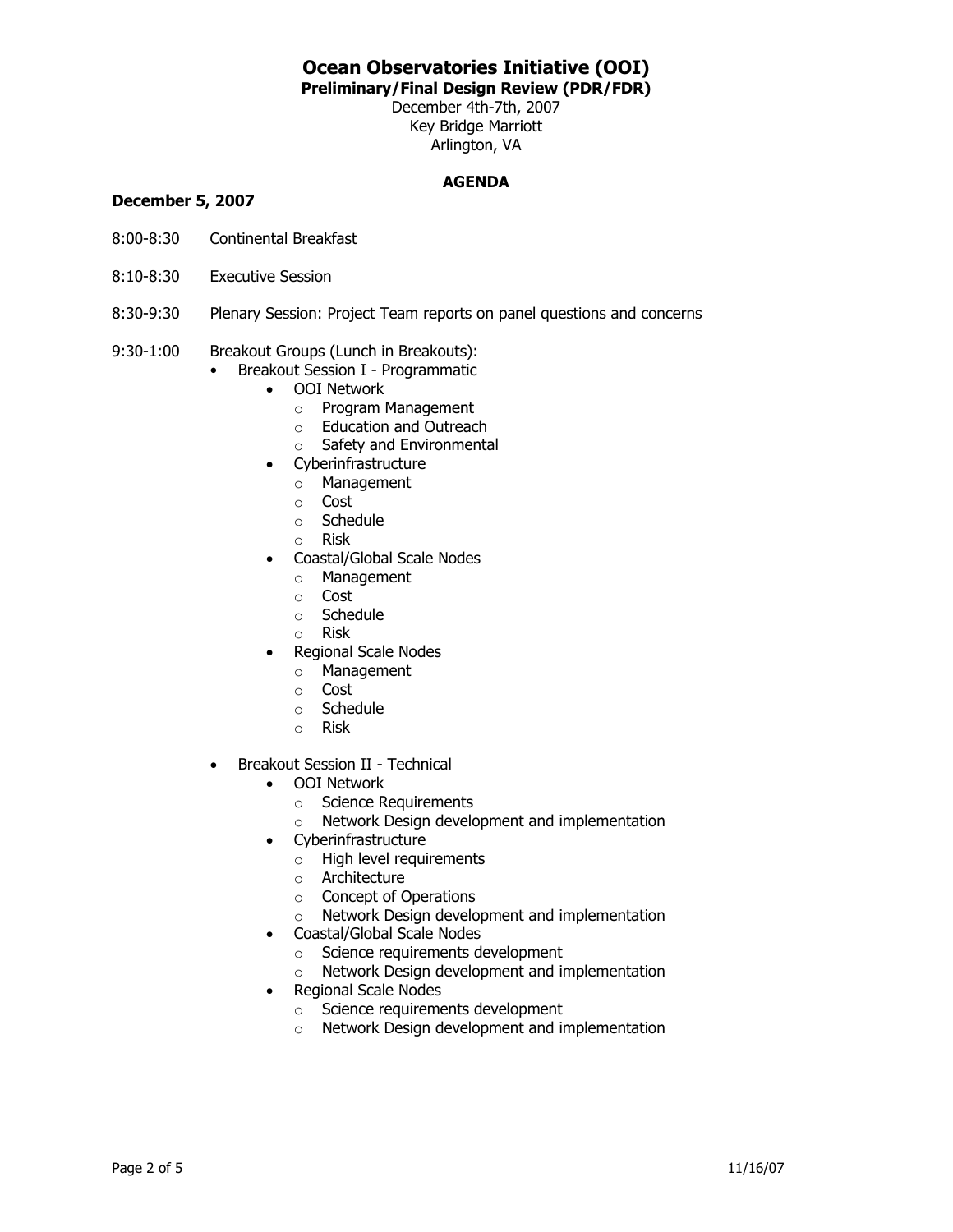# Ocean Observatories Initiative (OOI)

**Preliminary/Final Design Review (PDR/FDR)**

December 4th-7th, 2007
Key Bridge Marriott
Arlington, VA

**AGENDA**

**December 5, 2007**

8:00-8:30 Continental Breakfast

8:10-8:30 Executive Session

8:30-9:30 Plenary Session: Project Team reports on panel questions and concerns

9:30-1:00 Breakout Groups (Lunch in Breakouts):

- Breakout Session I - Programmatic
  - OOI Network
    - Program Management
    - Education and Outreach
    - Safety and Environmental
  - Cyberinfrastructure
    - Management
    - Cost
    - Schedule
    - Risk
  - Coastal/Global Scale Nodes
    - Management
    - Cost
    - Schedule
    - Risk
  - Regional Scale Nodes
    - Management
    - Cost
    - Schedule
    - Risk
- Breakout Session II - Technical
  - OOI Network
    - Science Requirements
    - Network Design development and implementation
  - Cyberinfrastructure
    - High level requirements
    - Architecture
    - Concept of Operations
    - Network Design development and implementation
  - Coastal/Global Scale Nodes
    - Science requirements development
    - Network Design development and implementation
  - Regional Scale Nodes
    - Science requirements development
    - Network Design development and implementation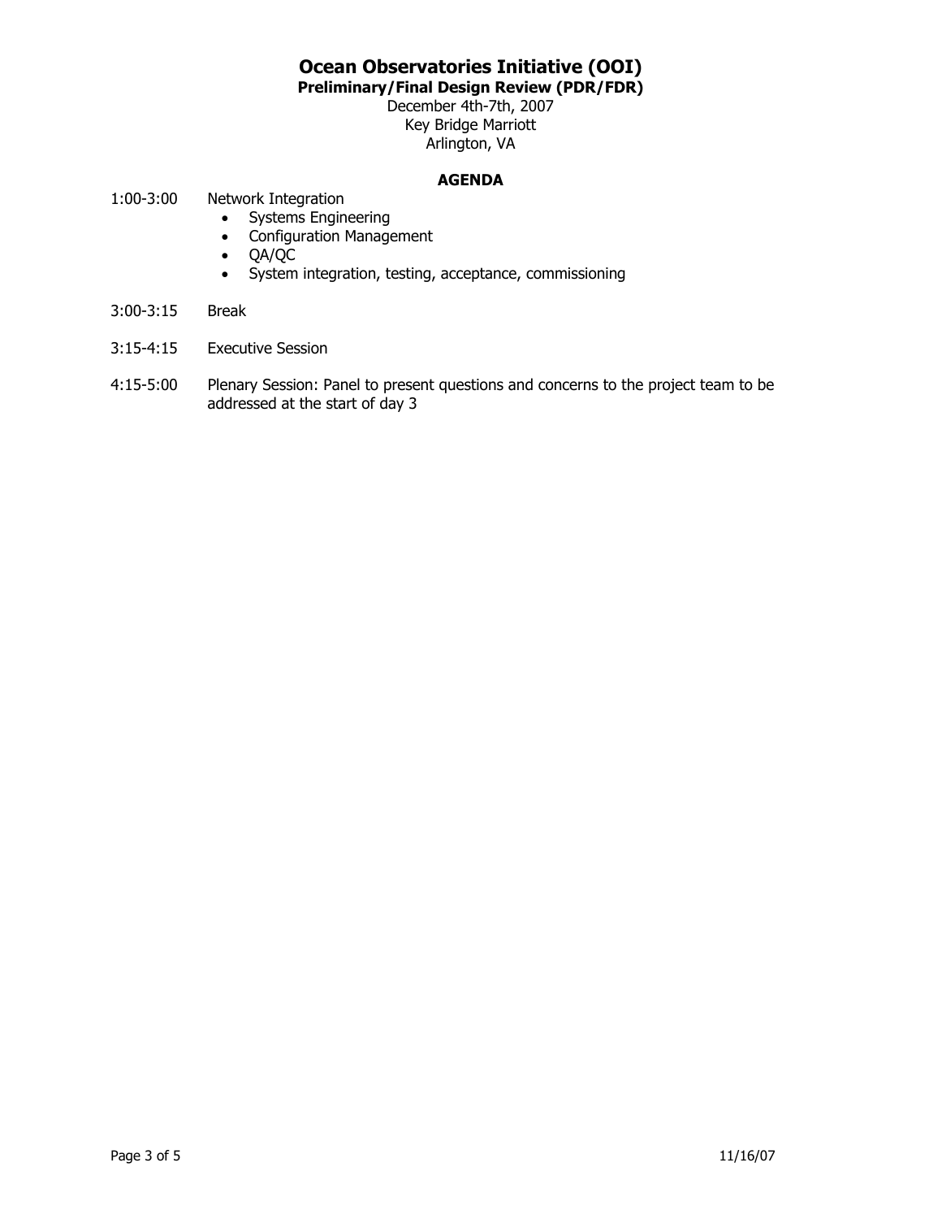# Ocean Observatories Initiative (OOI)

**Preliminary/Final Design Review (PDR/FDR)**

December 4th-7th, 2007
Key Bridge Marriott
Arlington, VA

## AGENDA

1:00-3:00 Network Integration

- Systems Engineering
- Configuration Management
- QA/QC
- System integration, testing, acceptance, commissioning

3:00-3:15 Break

3:15-4:15 Executive Session

4:15-5:00 Plenary Session: Panel to present questions and concerns to the project team to be addressed at the start of day 3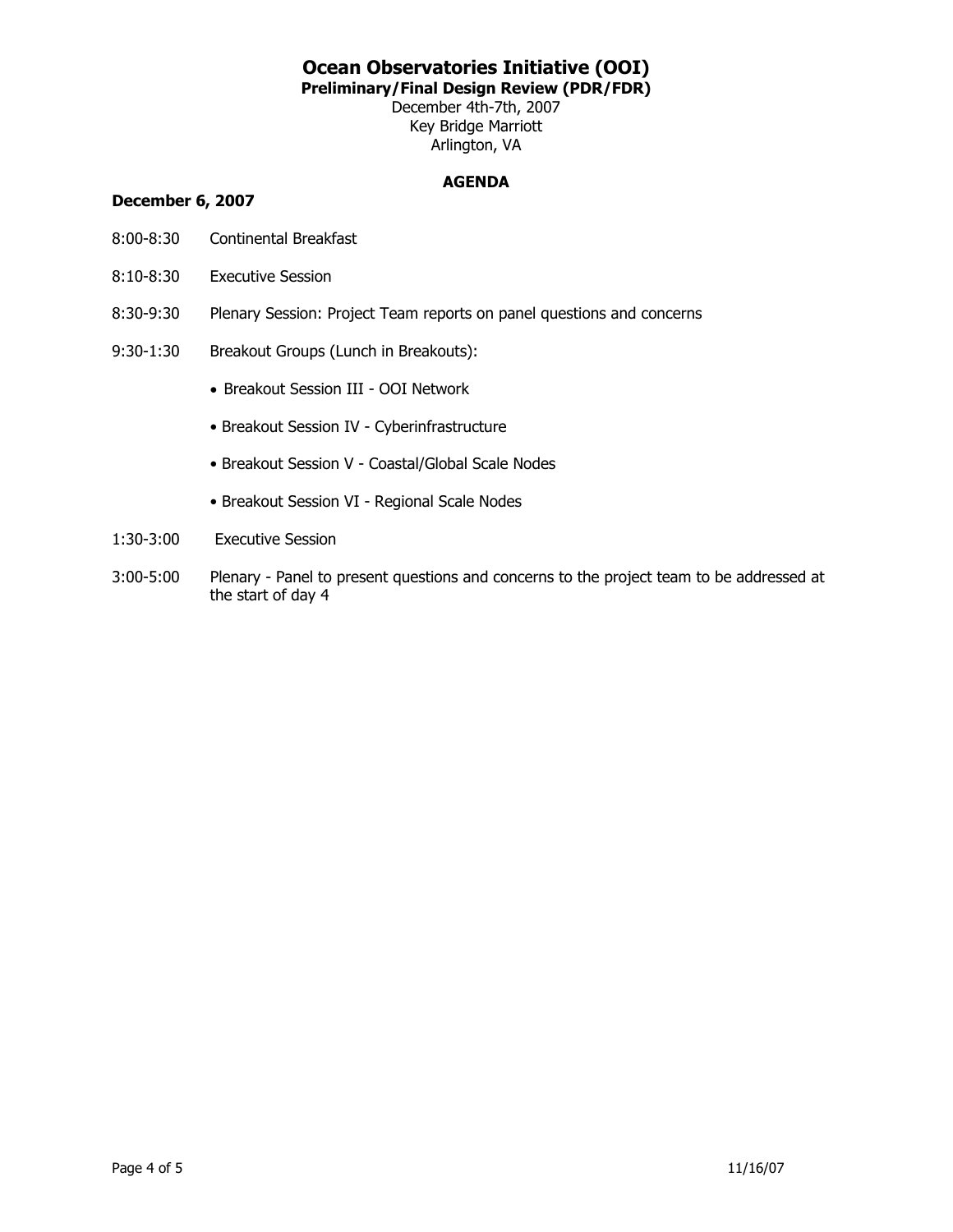# Ocean Observatories Initiative (OOI)

**Preliminary/Final Design Review (PDR/FDR)**

December 4th-7th, 2007
Key Bridge Marriott
Arlington, VA

**AGENDA**

**December 6, 2007**

8:00-8:30 Continental Breakfast

8:10-8:30 Executive Session

8:30-9:30 Plenary Session: Project Team reports on panel questions and concerns

9:30-1:30 Breakout Groups (Lunch in Breakouts):

- Breakout Session III - OOI Network
- Breakout Session IV - Cyberinfrastructure
- Breakout Session V - Coastal/Global Scale Nodes
- Breakout Session VI - Regional Scale Nodes

1:30-3:00 Executive Session

3:00-5:00 Plenary - Panel to present questions and concerns to the project team to be addressed at the start of day 4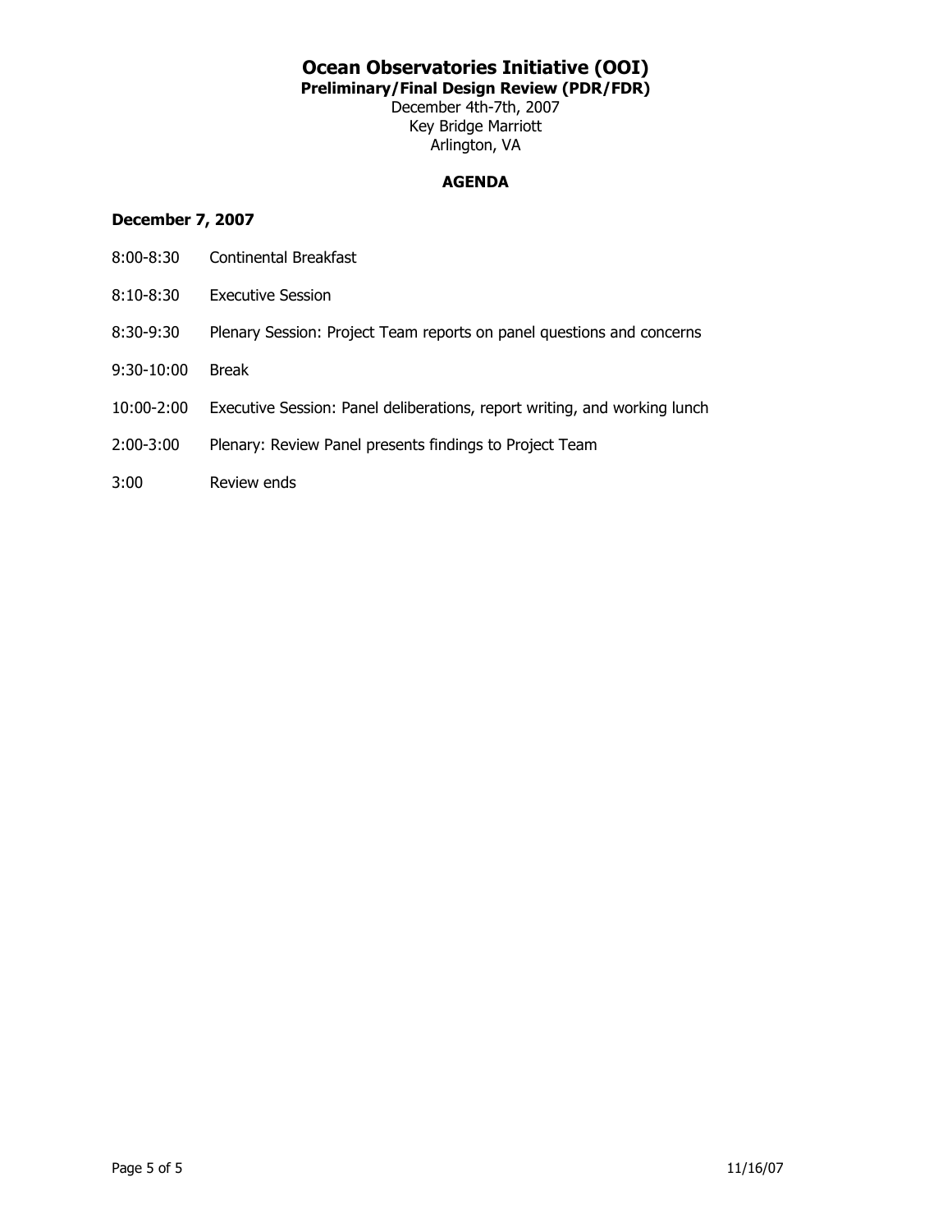# Ocean Observatories Initiative (OOI)

**Preliminary/Final Design Review (PDR/FDR)**

December 4th-7th, 2007
Key Bridge Marriott
Arlington, VA

**AGENDA**

**December 7, 2007**

| | |
|---|---|
| 8:00-8:30 | Continental Breakfast |
| 8:10-8:30 | Executive Session |
| 8:30-9:30 | Plenary Session: Project Team reports on panel questions and concerns |
| 9:30-10:00 | Break |
| 10:00-2:00 | Executive Session: Panel deliberations, report writing, and working lunch |
| 2:00-3:00 | Plenary: Review Panel presents findings to Project Team |
| 3:00 | Review ends |